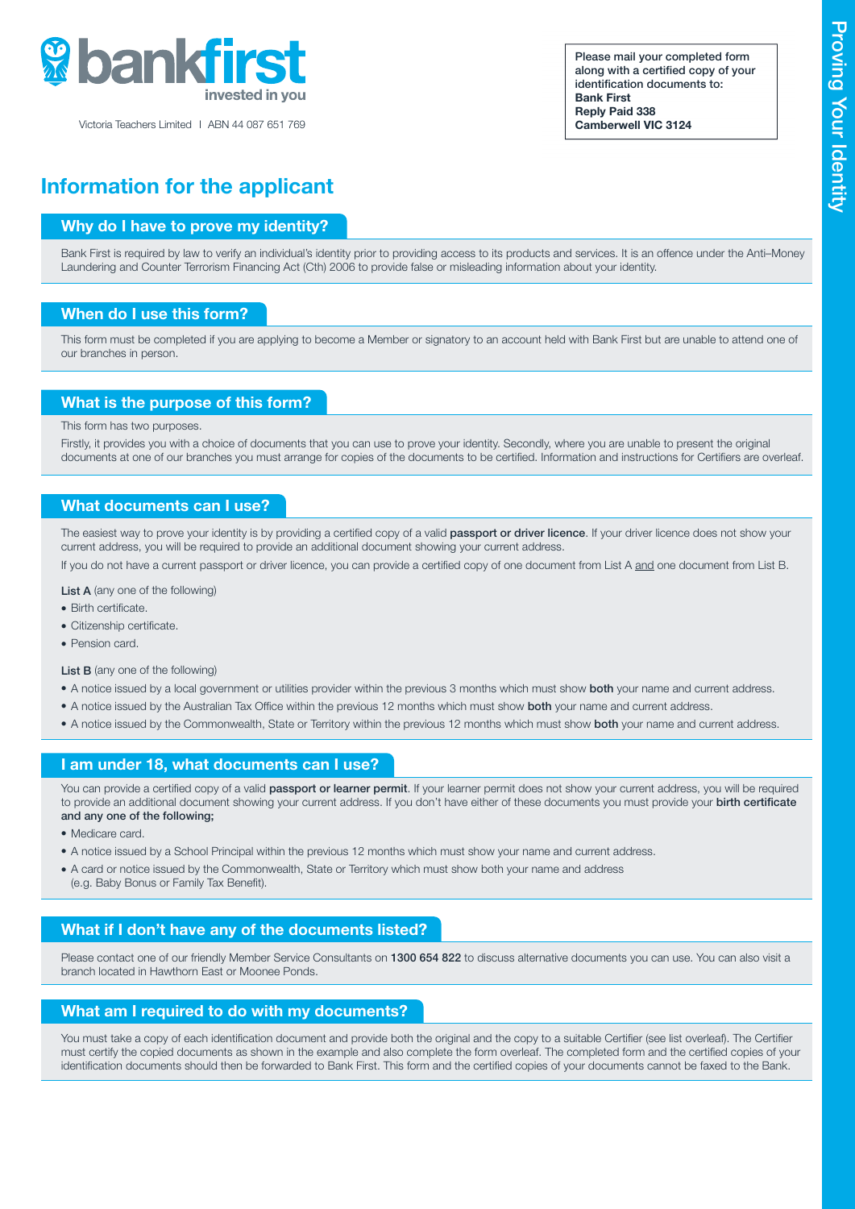bankfirst
invested in you

Victoria Teachers Limited | ABN 44 087 651 769

**Please mail your completed form along with a certified copy of your identification documents to:**
**Bank First**
**Reply Paid 338**
**Camberwell VIC 3124**

Proving Your Identity

# Information for the applicant

## Why do I have to prove my identity?

Bank First is required by law to verify an individual's identity prior to providing access to its products and services. It is an offence under the Anti–Money Laundering and Counter Terrorism Financing Act (Cth) 2006 to provide false or misleading information about your identity.

## When do I use this form?

This form must be completed if you are applying to become a Member or signatory to an account held with Bank First but are unable to attend one of our branches in person.

## What is the purpose of this form?

This form has two purposes.

Firstly, it provides you with a choice of documents that you can use to prove your identity. Secondly, where you are unable to present the original documents at one of our branches you must arrange for copies of the documents to be certified. Information and instructions for Certifiers are overleaf.

## What documents can I use?

The easiest way to prove your identity is by providing a certified copy of a valid **passport or driver licence**. If your driver licence does not show your current address, you will be required to provide an additional document showing your current address.

If you do not have a current passport or driver licence, you can provide a certified copy of one document from List A and one document from List B.

**List A** (any one of the following)

- Birth certificate.
- Citizenship certificate.
- Pension card.

**List B** (any one of the following)

- A notice issued by a local government or utilities provider within the previous 3 months which must show **both** your name and current address.
- A notice issued by the Australian Tax Office within the previous 12 months which must show **both** your name and current address.
- A notice issued by the Commonwealth, State or Territory within the previous 12 months which must show **both** your name and current address.

## I am under 18, what documents can I use?

You can provide a certified copy of a valid **passport or learner permit**. If your learner permit does not show your current address, you will be required to provide an additional document showing your current address. If you don't have either of these documents you must provide your **birth certificate and any one of the following;**

- Medicare card.
- A notice issued by a School Principal within the previous 12 months which must show your name and current address.
- A card or notice issued by the Commonwealth, State or Territory which must show both your name and address (e.g. Baby Bonus or Family Tax Benefit).

## What if I don't have any of the documents listed?

Please contact one of our friendly Member Service Consultants on **1300 654 822** to discuss alternative documents you can use. You can also visit a branch located in Hawthorn East or Moonee Ponds.

## What am I required to do with my documents?

You must take a copy of each identification document and provide both the original and the copy to a suitable Certifier (see list overleaf). The Certifier must certify the copied documents as shown in the example and also complete the form overleaf. The completed form and the certified copies of your identification documents should then be forwarded to Bank First. This form and the certified copies of your documents cannot be faxed to the Bank.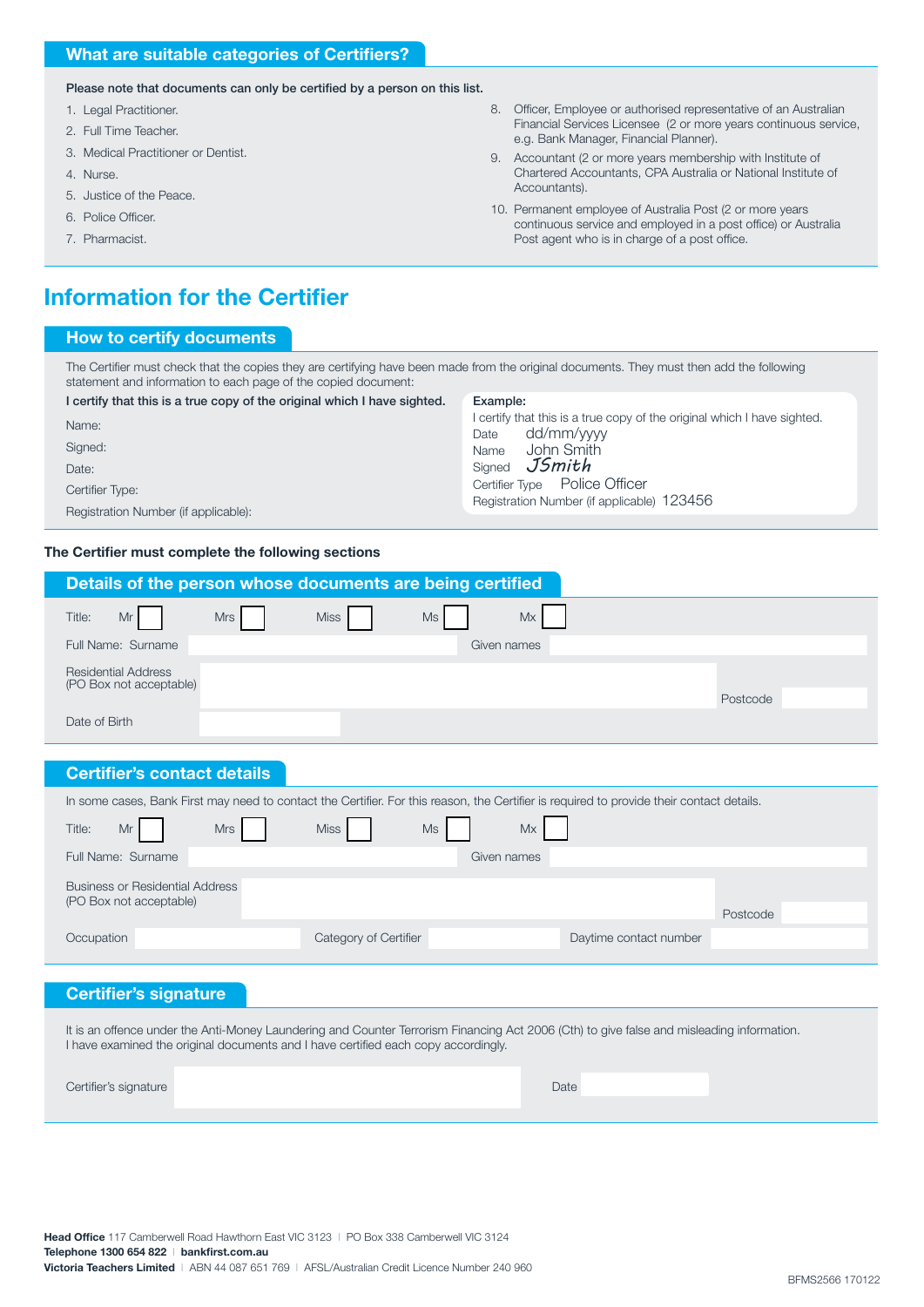## What are suitable categories of Certifiers?

**Please note that documents can only be certified by a person on this list.**

1. Legal Practitioner.
2. Full Time Teacher.
3. Medical Practitioner or Dentist.
4. Nurse.
5. Justice of the Peace.
6. Police Officer.
7. Pharmacist.
8. Officer, Employee or authorised representative of an Australian Financial Services Licensee (2 or more years continuous service, e.g. Bank Manager, Financial Planner).
9. Accountant (2 or more years membership with Institute of Chartered Accountants, CPA Australia or National Institute of Accountants).
10. Permanent employee of Australia Post (2 or more years continuous service and employed in a post office) or Australia Post agent who is in charge of a post office.

# Information for the Certifier

## How to certify documents

The Certifier must check that the copies they are certifying have been made from the original documents. They must then add the following statement and information to each page of the copied document:

**I certify that this is a true copy of the original which I have sighted.**

Name:

Signed:

Date:

Certifier Type:

Registration Number (if applicable):

**Example:**

I certify that this is a true copy of the original which I have sighted.

Date dd/mm/yyyy

Name John Smith

Signed JSmith

Certifier Type Police Officer

Registration Number (if applicable) 123456

**The Certifier must complete the following sections**

## Details of the person whose documents are being certified

Title: Mr ☐ Mrs ☐ Miss ☐ Ms ☐ Mx ☐

Full Name: Surname Given names

Residential Address (PO Box not acceptable) Postcode

Date of Birth

## Certifier's contact details

In some cases, Bank First may need to contact the Certifier. For this reason, the Certifier is required to provide their contact details.

Title: Mr ☐ Mrs ☐ Miss ☐ Ms ☐ Mx ☐

Full Name: Surname Given names

Business or Residential Address (PO Box not acceptable) Postcode

Occupation Category of Certifier Daytime contact number

## Certifier's signature

It is an offence under the Anti-Money Laundering and Counter Terrorism Financing Act 2006 (Cth) to give false and misleading information. I have examined the original documents and I have certified each copy accordingly.

Certifier's signature Date

**Head Office** 117 Camberwell Road Hawthorn East VIC 3123 | PO Box 338 Camberwell VIC 3124
**Telephone 1300 654 822** | **bankfirst.com.au**
**Victoria Teachers Limited** | ABN 44 087 651 769 | AFSL/Australian Credit Licence Number 240 960

BFMS2566 170122